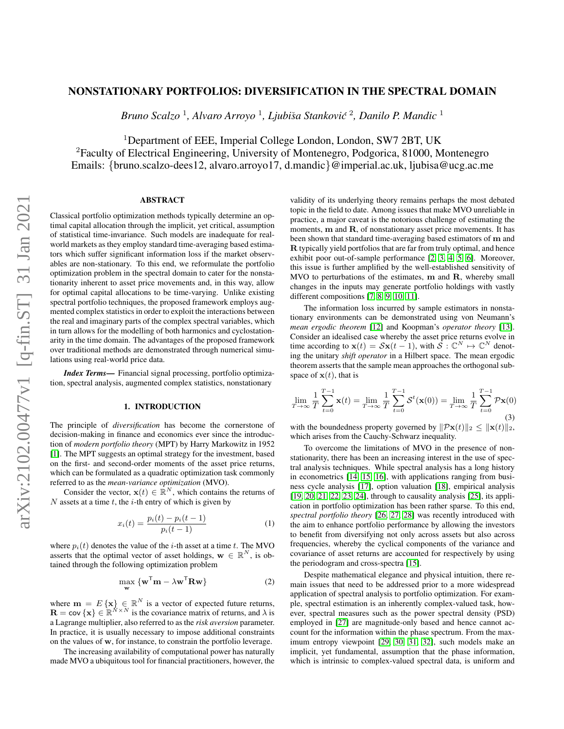# NONSTATIONARY PORTFOLIOS: DIVERSIFICATION IN THE SPECTRAL DOMAIN

*Bruno Scalzo* [1], *Alvaro Arroyo* [1], *Ljubiša Stanković* [2], *Danilo P. Mandic* [1]

[1]Department of EEE, Imperial College London, London, SW7 2BT, UK
[2]Faculty of Electrical Engineering, University of Montenegro, Podgorica, 81000, Montenegro
Emails: {bruno.scalzo-dees12, alvaro.arroyo17, d.mandic}@imperial.ac.uk, ljubisa@ucg.ac.me

## ABSTRACT

Classical portfolio optimization methods typically determine an optimal capital allocation through the implicit, yet critical, assumption of statistical time-invariance. Such models are inadequate for real-world markets as they employ standard time-averaging based estimators which suffer significant information loss if the market observables are non-stationary. To this end, we reformulate the portfolio optimization problem in the spectral domain to cater for the nonstationarity inherent to asset price movements and, in this way, allow for optimal capital allocations to be time-varying. Unlike existing spectral portfolio techniques, the proposed framework employs augmented complex statistics in order to exploit the interactions between the real and imaginary parts of the complex spectral variables, which in turn allows for the modelling of both harmonics and cyclostationarity in the time domain. The advantages of the proposed framework over traditional methods are demonstrated through numerical simulations using real-world price data.

***Index Terms*—** Financial signal processing, portfolio optimization, spectral analysis, augmented complex statistics, nonstationary

## 1. INTRODUCTION

The principle of *diversification* has become the cornerstone of decision-making in finance and economics ever since the introduction of *modern portfolio theory* (MPT) by Harry Markowitz in 1952 [1]. The MPT suggests an optimal strategy for the investment, based on the first- and second-order moments of the asset price returns, which can be formulated as a quadratic optimization task commonly referred to as the *mean-variance optimization* (MVO).

Consider the vector, $\mathbf{x}(t) \in \mathbb{R}^N$, which contains the returns of $N$ assets at a time $t$, the $i$-th entry of which is given by

$$x_i(t) = \frac{p_i(t) - p_i(t-1)}{p_i(t-1)} \tag{1}$$

where $p_i(t)$ denotes the value of the $i$-th asset at a time $t$. The MVO asserts that the optimal vector of asset holdings, $\mathbf{w} \in \mathbb{R}^N$, is obtained through the following optimization problem

$$\max_{\mathbf{w}} \left\{ \mathbf{w}^{\mathsf{T}}\mathbf{m} - \lambda \mathbf{w}^{\mathsf{T}}\mathbf{R}\mathbf{w} \right\} \tag{2}$$

where $\mathbf{m} = E\{\mathbf{x}\} \in \mathbb{R}^N$ is a vector of expected future returns, $\mathbf{R} = \mathsf{cov}\{\mathbf{x}\} \in \mathbb{R}^{N \times N}$ is the covariance matrix of returns, and $\lambda$ is a Lagrange multiplier, also referred to as the *risk aversion* parameter. In practice, it is usually necessary to impose additional constraints on the values of $\mathbf{w}$, for instance, to constrain the portfolio leverage.

The increasing availability of computational power has naturally made MVO a ubiquitous tool for financial practitioners, however, the validity of its underlying theory remains perhaps the most debated topic in the field to date. Among issues that make MVO unreliable in practice, a major caveat is the notorious challenge of estimating the moments, $\mathbf{m}$ and $\mathbf{R}$, of nonstationary asset price movements. It has been shown that standard time-averaging based estimators of $\mathbf{m}$ and $\mathbf{R}$ typically yield portfolios that are far from truly optimal, and hence exhibit poor out-of-sample performance [2, 3, 4, 5, 6]. Moreover, this issue is further amplified by the well-established sensitivity of MVO to perturbations of the estimates, $\mathbf{m}$ and $\mathbf{R}$, whereby small changes in the inputs may generate portfolio holdings with vastly different compositions [7, 8, 9, 10, 11].

The information loss incurred by sample estimators in nonstationary environments can be demonstrated using von Neumann's *mean ergodic theorem* [12] and Koopman's *operator theory* [13]. Consider an idealised case whereby the asset price returns evolve in time according to $\mathbf{x}(t) = \mathcal{S}\mathbf{x}(t-1)$, with $\mathcal{S} : \mathbb{C}^N \mapsto \mathbb{C}^N$ denoting the unitary *shift operator* in a Hilbert space. The mean ergodic theorem asserts that the sample mean approaches the orthogonal subspace of $\mathbf{x}(t)$, that is

$$\lim_{T\to\infty} \frac{1}{T}\sum_{t=0}^{T-1} \mathbf{x}(t) = \lim_{T\to\infty} \frac{1}{T}\sum_{t=0}^{T-1} \mathcal{S}^t(\mathbf{x}(0)) = \lim_{T\to\infty} \frac{1}{T}\sum_{t=0}^{T-1} \mathcal{P}\mathbf{x}(0) \tag{3}$$

with the boundedness property governed by $\|\mathcal{P}\mathbf{x}(t)\|_2 \leq \|\mathbf{x}(t)\|_2$, which arises from the Cauchy-Schwarz inequality.

To overcome the limitations of MVO in the presence of nonstationarity, there has been an increasing interest in the use of spectral analysis techniques. While spectral analysis has a long history in econometrics [14, 15, 16], with applications ranging from business cycle analysis [17], option valuation [18], empirical analysis [19, 20, 21, 22, 23, 24], through to causality analysis [25], its application in portfolio optimization has been rather sparse. To this end, *spectral portfolio theory* [26, 27, 28] was recently introduced with the aim to enhance portfolio performance by allowing the investors to benefit from diversifying not only across assets but also across frequencies, whereby the cyclical components of the variance and covariance of asset returns are accounted for respectively by using the periodogram and cross-spectra [15].

Despite mathematical elegance and physical intuition, there remain issues that need to be addressed prior to a more widespread application of spectral analysis to portfolio optimization. For example, spectral estimation is an inherently complex-valued task, however, spectral measures such as the power spectral density (PSD) employed in [27] are magnitude-only based and hence cannot account for the information within the phase spectrum. From the maximum entropy viewpoint [29, 30, 31, 32], such models make an implicit, yet fundamental, assumption that the phase information, which is intrinsic to complex-valued spectral data, is uniform and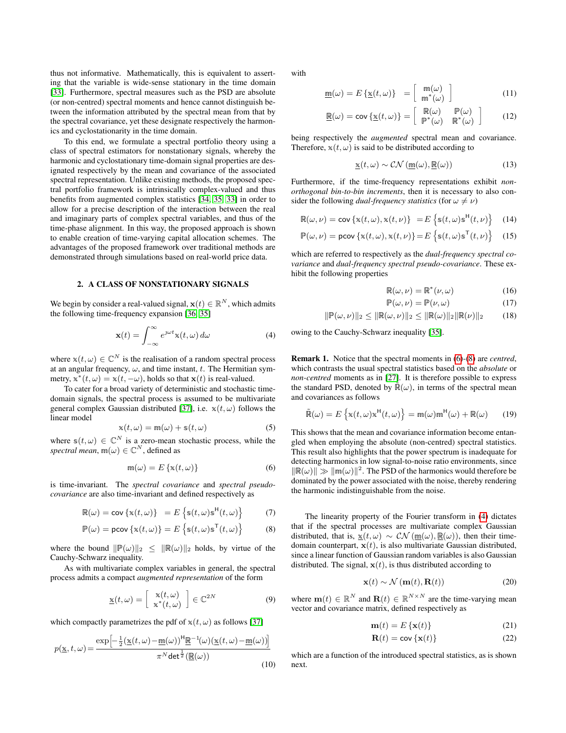thus not informative. Mathematically, this is equivalent to asserting that the variable is wide-sense stationary in the time domain [33]. Furthermore, spectral measures such as the PSD are absolute (or non-centred) spectral moments and hence cannot distinguish between the information attributed by the spectral mean from that by the spectral covariance, yet these designate respectively the harmonics and cyclostationarity in the time domain.

To this end, we formulate a spectral portfolio theory using a class of spectral estimators for nonstationary signals, whereby the harmonic and cyclostationary time-domain signal properties are designated respectively by the mean and covariance of the associated spectral representation. Unlike existing methods, the proposed spectral portfolio framework is intrinsically complex-valued and thus benefits from augmented complex statistics [34, 35, 33] in order to allow for a precise description of the interaction between the real and imaginary parts of complex spectral variables, and thus of the time-phase alignment. In this way, the proposed approach is shown to enable creation of time-varying capital allocation schemes. The advantages of the proposed framework over traditional methods are demonstrated through simulations based on real-world price data.

## 2. A CLASS OF NONSTATIONARY SIGNALS

We begin by consider a real-valued signal, $\mathbf{x}(t) \in \mathbb{R}^N$, which admits the following time-frequency expansion [36, 35]

$$\mathbf{x}(t) = \int_{-\infty}^{\infty} e^{\jmath \omega t} \mathbb{x}(t, \omega) \, d\omega \tag{4}$$

where $\mathbb{x}(t, \omega) \in \mathbb{C}^N$ is the realisation of a random spectral process at an angular frequency, $\omega$, and time instant, $t$. The Hermitian symmetry, $\mathbb{x}^*(t, \omega) = \mathbb{x}(t, -\omega)$, holds so that $\mathbf{x}(t)$ is real-valued.

To cater for a broad variety of deterministic and stochastic time-domain signals, the spectral process is assumed to be multivariate general complex Gaussian distributed [37], i.e. $\mathbb{x}(t, \omega)$ follows the linear model

$$\mathbb{x}(t, \omega) = \mathbb{m}(\omega) + \mathbb{s}(t, \omega) \tag{5}$$

where $\mathbb{s}(t, \omega) \in \mathbb{C}^N$ is a zero-mean stochastic process, while the *spectral mean*, $\mathbb{m}(\omega) \in \mathbb{C}^N$, defined as

$$\mathbb{m}(\omega) = E\left\{\mathbb{x}(t, \omega)\right\} \tag{6}$$

is time-invariant. The *spectral covariance* and *spectral pseudo-covariance* are also time-invariant and defined respectively as

$$\mathbb{R}(\omega) = \mathsf{cov}\left\{\mathbb{x}(t, \omega)\right\} \;\; = E\left\{\mathbb{s}(t, \omega)\mathbb{s}^{\mathsf{H}}(t, \omega)\right\} \tag{7}$$

$$\mathbb{P}(\omega) = \mathsf{pcov}\left\{\mathbb{x}(t, \omega)\right\} = E\left\{\mathbb{s}(t, \omega)\mathbb{s}^{\mathsf{T}}(t, \omega)\right\} \tag{8}$$

where the bound $\|\mathbb{P}(\omega)\|_2 \leq \|\mathbb{R}(\omega)\|_2$ holds, by virtue of the Cauchy-Schwarz inequality.

As with multivariate complex variables in general, the spectral process admits a compact *augmented representation* of the form

$$\underline{\mathbb{x}}(t, \omega) = \begin{bmatrix} \mathbb{x}(t, \omega) \\ \mathbb{x}^*(t, \omega) \end{bmatrix} \in \mathbb{C}^{2N} \tag{9}$$

which compactly parametrizes the pdf of $\mathbb{x}(t, \omega)$ as follows [37]

$$p(\underline{\mathbb{x}}, t, \omega) = \frac{\exp\left[-\frac{1}{2}(\underline{\mathbb{x}}(t, \omega) - \underline{\mathbb{m}}(\omega))^{\mathsf{H}} \underline{\mathbb{R}}^{-1}(\omega)(\underline{\mathbb{x}}(t, \omega) - \underline{\mathbb{m}}(\omega))\right]}{\pi^N \det^{\frac{1}{2}}(\underline{\mathbb{R}}(\omega))} \tag{10}$$

with

$$\underline{\mathbb{m}}(\omega) = E\left\{\underline{\mathbb{x}}(t, \omega)\right\} \;\; = \begin{bmatrix} \mathbb{m}(\omega) \\ \mathbb{m}^*(\omega) \end{bmatrix} \tag{11}$$

$$\underline{\mathbb{R}}(\omega) = \mathsf{cov}\left\{\underline{\mathbb{x}}(t, \omega)\right\} = \begin{bmatrix} \mathbb{R}(\omega) & \mathbb{P}(\omega) \\ \mathbb{P}^*(\omega) & \mathbb{R}^*(\omega) \end{bmatrix} \tag{12}$$

being respectively the *augmented* spectral mean and covariance. Therefore, $\mathbb{x}(t, \omega)$ is said to be distributed according to

$$\underline{\mathbb{x}}(t, \omega) \sim \mathcal{CN}\left(\underline{\mathbb{m}}(\omega), \underline{\mathbb{R}}(\omega)\right) \tag{13}$$

Furthermore, if the time-frequency representations exhibit *non-orthogonal bin-to-bin increments*, then it is necessary to also consider the following *dual-frequency statistics* (for $\omega \neq \nu$)

$$\mathbb{R}(\omega, \nu) = \mathsf{cov}\left\{\mathbb{x}(t, \omega), \mathbb{x}(t, \nu)\right\} \;\; = E\left\{\mathbb{s}(t, \omega)\mathbb{s}^{\mathsf{H}}(t, \nu)\right\} \tag{14}$$

$$\mathbb{P}(\omega, \nu) = \mathsf{pcov}\left\{\mathbb{x}(t, \omega), \mathbb{x}(t, \nu)\right\} = E\left\{\mathbb{s}(t, \omega)\mathbb{s}^{\mathsf{T}}(t, \nu)\right\} \tag{15}$$

which are referred to respectively as the *dual-frequency spectral covariance* and *dual-frequency spectral pseudo-covariance*. These exhibit the following properties

$$\mathbb{R}(\omega, \nu) = \mathbb{R}^*(\nu, \omega) \tag{16}$$

$$\mathbb{P}(\omega, \nu) = \mathbb{P}(\nu, \omega) \tag{17}$$

$$\|\mathbb{P}(\omega, \nu)\|_2 \leq \|\mathbb{R}(\omega, \nu)\|_2 \leq \|\mathbb{R}(\omega)\|_2 \|\mathbb{R}(\nu)\|_2 \tag{18}$$

owing to the Cauchy-Schwarz inequality [35].

**Remark 1.** Notice that the spectral moments in (6)-(8) are *centred*, which contrasts the usual spectral statistics based on the *absolute* or *non-centred* moments as in [27]. It is therefore possible to express the standard PSD, denoted by $\mathbb{R}(\omega)$, in terms of the spectral mean and covariances as follows

$$\tilde{\mathbb{R}}(\omega) = E\left\{\mathbb{x}(t, \omega)\mathbb{x}^{\mathsf{H}}(t, \omega)\right\} = \mathbb{m}(\omega)\mathbb{m}^{\mathsf{H}}(\omega) + \mathbb{R}(\omega) \tag{19}$$

This shows that the mean and covariance information become entangled when employing the absolute (non-centred) spectral statistics. This result also highlights that the power spectrum is inadequate for detecting harmonics in low signal-to-noise ratio environments, since $\|\mathbb{R}(\omega)\| \gg \|\mathbb{m}(\omega)\|^2$. The PSD of the harmonics would therefore be dominated by the power associated with the noise, thereby rendering the harmonic indistinguishable from the noise.

The linearity property of the Fourier transform in (4) dictates that if the spectral processes are multivariate complex Gaussian distributed, that is, $\underline{\mathbb{x}}(t, \omega) \sim \mathcal{CN}\left(\underline{\mathbb{m}}(\omega), \underline{\mathbb{R}}(\omega)\right)$, then their time-domain counterpart, $\mathbf{x}(t)$, is also multivariate Gaussian distributed, since a linear function of Gaussian random variables is also Gaussian distributed. The signal, $\mathbf{x}(t)$, is thus distributed according to

$$\mathbf{x}(t) \sim \mathcal{N}\left(\mathbf{m}(t), \mathbf{R}(t)\right) \tag{20}$$

where $\mathbf{m}(t) \in \mathbb{R}^N$ and $\mathbf{R}(t) \in \mathbb{R}^{N \times N}$ are the time-varying mean vector and covariance matrix, defined respectively as

$$\mathbf{m}(t) = E\left\{\mathbf{x}(t)\right\} \tag{21}$$

$$\mathbf{R}(t) = \mathsf{cov}\left\{\mathbf{x}(t)\right\} \tag{22}$$

which are a function of the introduced spectral statistics, as is shown next.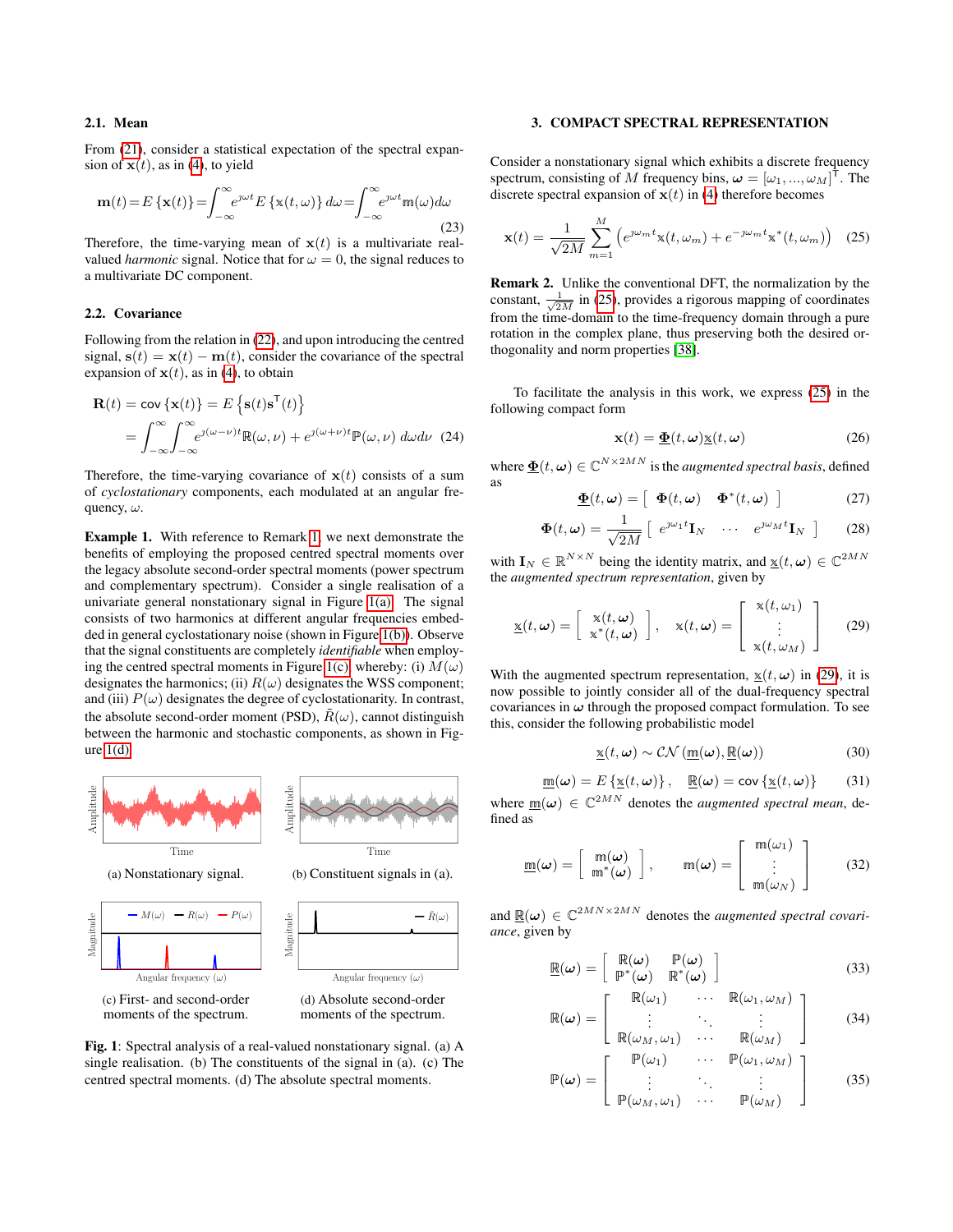### 2.1. Mean

From (21), consider a statistical expectation of the spectral expansion of $\mathbf{x}(t)$, as in (4), to yield

$$\mathbf{m}(t) = E\{\mathbf{x}(t)\} = \int_{-\infty}^{\infty} e^{\jmath\omega t} E\{\mathbb{x}(t,\omega)\}\, d\omega = \int_{-\infty}^{\infty} e^{\jmath\omega t}\mathbb{m}(\omega) d\omega \tag{23}$$

Therefore, the time-varying mean of $\mathbf{x}(t)$ is a multivariate real-valued *harmonic* signal. Notice that for $\omega = 0$, the signal reduces to a multivariate DC component.

### 2.2. Covariance

Following from the relation in (22), and upon introducing the centred signal, $\mathbf{s}(t) = \mathbf{x}(t) - \mathbf{m}(t)$, consider the covariance of the spectral expansion of $\mathbf{x}(t)$, as in (4), to obtain

$$\begin{aligned}\mathbf{R}(t) &= \text{cov}\{\mathbf{x}(t)\} = E\left\{\mathbf{s}(t)\mathbf{s}^{\mathsf{T}}(t)\right\} \\ &= \int_{-\infty}^{\infty}\int_{-\infty}^{\infty} e^{\jmath(\omega-\nu)t}\mathbb{R}(\omega,\nu) + e^{\jmath(\omega+\nu)t}\mathbb{P}(\omega,\nu)\; d\omega d\nu \end{aligned} \tag{24}$$

Therefore, the time-varying covariance of $\mathbf{x}(t)$ consists of a sum of *cyclostationary* components, each modulated at an angular frequency, $\omega$.

**Example 1.** With reference to Remark 1, we next demonstrate the benefits of employing the proposed centred spectral moments over the legacy absolute second-order spectral moments (power spectrum and complementary spectrum). Consider a single realisation of a univariate general nonstationary signal in Figure 1(a). The signal consists of two harmonics at different angular frequencies embedded in general cyclostationary noise (shown in Figure 1(b)). Observe that the signal constituents are completely *identifiable* when employing the centred spectral moments in Figure 1(c), whereby: (i) $M(\omega)$ designates the harmonics; (ii) $R(\omega)$ designates the WSS component; and (iii) $P(\omega)$ designates the degree of cyclostationarity. In contrast, the absolute second-order moment (PSD), $\tilde{R}(\omega)$, cannot distinguish between the harmonic and stochastic components, as shown in Figure 1(d).

(a) Nonstationary signal.

(b) Constituent signals in (a).

(c) First- and second-order moments of the spectrum.

(d) Absolute second-order moments of the spectrum.

**Fig. 1**: Spectral analysis of a real-valued nonstationary signal. (a) A single realisation. (b) The constituents of the signal in (a). (c) The centred spectral moments. (d) The absolute spectral moments.

## 3. COMPACT SPECTRAL REPRESENTATION

Consider a nonstationary signal which exhibits a discrete frequency spectrum, consisting of $M$ frequency bins, $\boldsymbol{\omega} = [\omega_1, ..., \omega_M]^{\mathsf{T}}$. The discrete spectral expansion of $\mathbf{x}(t)$ in (4) therefore becomes

$$\mathbf{x}(t) = \frac{1}{\sqrt{2M}}\sum_{m=1}^{M}\left(e^{\jmath\omega_m t}\mathbb{x}(t,\omega_m) + e^{-\jmath\omega_m t}\mathbb{x}^*(t,\omega_m)\right) \tag{25}$$

**Remark 2.** Unlike the conventional DFT, the normalization by the constant, $\frac{1}{\sqrt{2M}}$ in (25), provides a rigorous mapping of coordinates from the time-domain to the time-frequency domain through a pure rotation in the complex plane, thus preserving both the desired orthogonality and norm properties [38].

To facilitate the analysis in this work, we express (25) in the following compact form

$$\mathbf{x}(t) = \underline{\boldsymbol{\Phi}}(t,\boldsymbol{\omega})\underline{\mathbb{x}}(t,\boldsymbol{\omega}) \tag{26}$$

where $\underline{\boldsymbol{\Phi}}(t,\boldsymbol{\omega}) \in \mathbb{C}^{N\times 2MN}$ is the *augmented spectral basis*, defined as

$$\underline{\boldsymbol{\Phi}}(t,\boldsymbol{\omega}) = \begin{bmatrix} \boldsymbol{\Phi}(t,\boldsymbol{\omega}) & \boldsymbol{\Phi}^*(t,\boldsymbol{\omega}) \end{bmatrix} \tag{27}$$

$$\boldsymbol{\Phi}(t,\boldsymbol{\omega}) = \frac{1}{\sqrt{2M}}\begin{bmatrix} e^{\jmath\omega_1 t}\mathbf{I}_N & \cdots & e^{\jmath\omega_M t}\mathbf{I}_N \end{bmatrix} \tag{28}$$

with $\mathbf{I}_N \in \mathbb{R}^{N\times N}$ being the identity matrix, and $\underline{\mathbb{x}}(t,\boldsymbol{\omega}) \in \mathbb{C}^{2MN}$ the *augmented spectrum representation*, given by

$$\underline{\mathbb{x}}(t,\boldsymbol{\omega}) = \begin{bmatrix} \mathbb{x}(t,\boldsymbol{\omega}) \\ \mathbb{x}^*(t,\boldsymbol{\omega}) \end{bmatrix}, \quad \mathbb{x}(t,\boldsymbol{\omega}) = \begin{bmatrix} \mathbb{x}(t,\omega_1) \\ \vdots \\ \mathbb{x}(t,\omega_M) \end{bmatrix} \tag{29}$$

With the augmented spectrum representation, $\underline{\mathbb{x}}(t,\boldsymbol{\omega})$ in (29), it is now possible to jointly consider all of the dual-frequency spectral covariances in $\boldsymbol{\omega}$ through the proposed compact formulation. To see this, consider the following probabilistic model

$$\underline{\mathbb{x}}(t,\boldsymbol{\omega}) \sim \mathcal{CN}\left(\underline{\mathbb{m}}(\boldsymbol{\omega}), \underline{\mathbb{R}}(\boldsymbol{\omega})\right) \tag{30}$$

$$\underline{\mathbb{m}}(\boldsymbol{\omega}) = E\left\{\underline{\mathbb{x}}(t,\boldsymbol{\omega})\right\}, \quad \underline{\mathbb{R}}(\boldsymbol{\omega}) = \text{cov}\left\{\underline{\mathbb{x}}(t,\boldsymbol{\omega})\right\} \tag{31}$$

where $\underline{\mathbb{m}}(\boldsymbol{\omega}) \in \mathbb{C}^{2MN}$ denotes the *augmented spectral mean*, defined as

$$\underline{\mathbb{m}}(\boldsymbol{\omega}) = \begin{bmatrix} \mathbb{m}(\boldsymbol{\omega}) \\ \mathbb{m}^*(\boldsymbol{\omega}) \end{bmatrix}, \quad \mathbb{m}(\boldsymbol{\omega}) = \begin{bmatrix} \mathbb{m}(\omega_1) \\ \vdots \\ \mathbb{m}(\omega_N) \end{bmatrix} \tag{32}$$

and $\underline{\mathbb{R}}(\boldsymbol{\omega}) \in \mathbb{C}^{2MN\times 2MN}$ denotes the *augmented spectral covariance*, given by

$$\underline{\mathbb{R}}(\boldsymbol{\omega}) = \begin{bmatrix} \mathbb{R}(\boldsymbol{\omega}) & \mathbb{P}(\boldsymbol{\omega}) \\ \mathbb{P}^*(\boldsymbol{\omega}) & \mathbb{R}^*(\boldsymbol{\omega}) \end{bmatrix} \tag{33}$$

$$\mathbb{R}(\boldsymbol{\omega}) = \begin{bmatrix} \mathbb{R}(\omega_1) & \cdots & \mathbb{R}(\omega_1,\omega_M) \\ \vdots & \ddots & \vdots \\ \mathbb{R}(\omega_M,\omega_1) & \cdots & \mathbb{R}(\omega_M) \end{bmatrix} \tag{34}$$

$$\mathbb{P}(\boldsymbol{\omega}) = \begin{bmatrix} \mathbb{P}(\omega_1) & \cdots & \mathbb{P}(\omega_1,\omega_M) \\ \vdots & \ddots & \vdots \\ \mathbb{P}(\omega_M,\omega_1) & \cdots & \mathbb{P}(\omega_M) \end{bmatrix} \tag{35}$$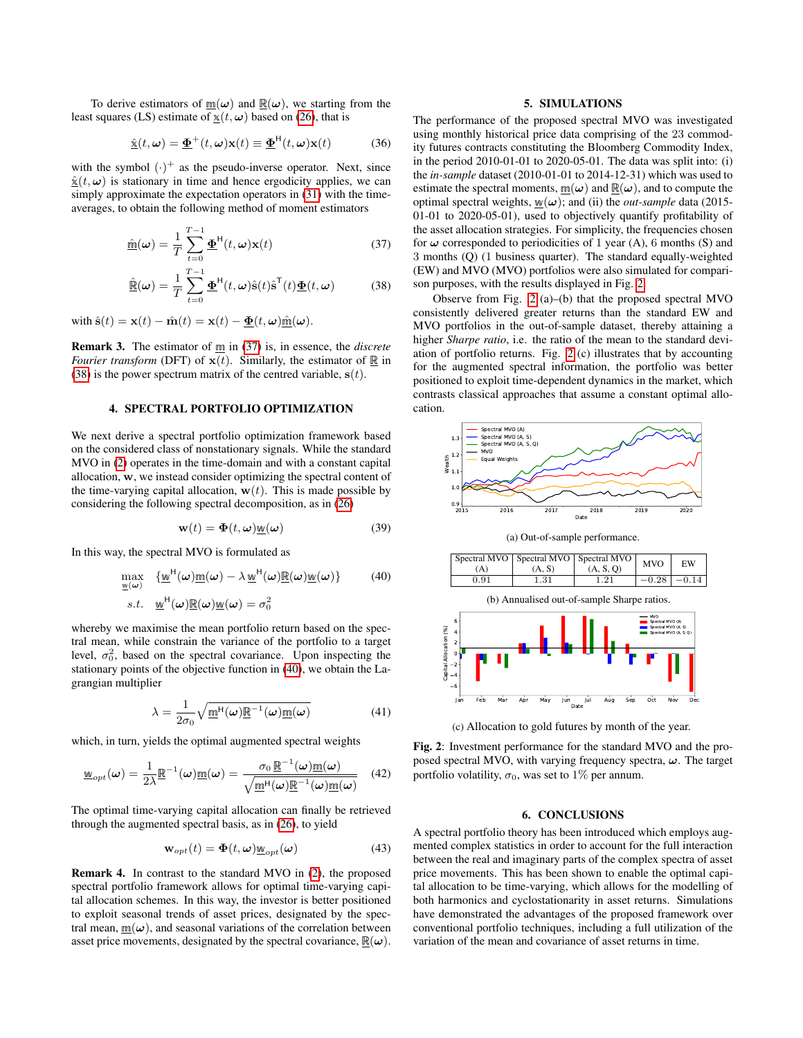To derive estimators of $\underline{\mathbb{m}}(\boldsymbol{\omega})$ and $\underline{\mathbb{R}}(\boldsymbol{\omega})$, we starting from the least squares (LS) estimate of $\underline{\mathbb{x}}(t,\boldsymbol{\omega})$ based on (26), that is

$$\hat{\underline{\mathbb{x}}}(t,\boldsymbol{\omega}) = \underline{\boldsymbol{\Phi}}^{+}(t,\boldsymbol{\omega})\mathbf{x}(t) \equiv \underline{\boldsymbol{\Phi}}^{\mathsf{H}}(t,\boldsymbol{\omega})\mathbf{x}(t) \tag{36}$$

with the symbol $(\cdot)^{+}$ as the pseudo-inverse operator. Next, since $\hat{\underline{\mathbb{x}}}(t,\boldsymbol{\omega})$ is stationary in time and hence ergodicity applies, we can simply approximate the expectation operators in (31) with the time-averages, to obtain the following method of moment estimators

$$\hat{\underline{\mathbb{m}}}(\boldsymbol{\omega}) = \frac{1}{T}\sum_{t=0}^{T-1}\underline{\boldsymbol{\Phi}}^{\mathsf{H}}(t,\boldsymbol{\omega})\mathbf{x}(t) \tag{37}$$

$$\hat{\underline{\mathbb{R}}}(\boldsymbol{\omega}) = \frac{1}{T}\sum_{t=0}^{T-1}\underline{\boldsymbol{\Phi}}^{\mathsf{H}}(t,\boldsymbol{\omega})\hat{\mathbf{s}}(t)\hat{\mathbf{s}}^{\mathsf{T}}(t)\underline{\boldsymbol{\Phi}}(t,\boldsymbol{\omega}) \tag{38}$$

with $\hat{\mathbf{s}}(t) = \mathbf{x}(t) - \hat{\mathbf{m}}(t) = \mathbf{x}(t) - \underline{\boldsymbol{\Phi}}(t,\boldsymbol{\omega})\hat{\underline{\mathbb{m}}}(\boldsymbol{\omega})$.

**Remark 3.** The estimator of $\underline{\mathbb{m}}$ in (37) is, in essence, the *discrete Fourier transform* (DFT) of $\mathbf{x}(t)$. Similarly, the estimator of $\underline{\mathbb{R}}$ in (38) is the power spectrum matrix of the centred variable, $\mathbf{s}(t)$.

## 4. SPECTRAL PORTFOLIO OPTIMIZATION

We next derive a spectral portfolio optimization framework based on the considered class of nonstationary signals. While the standard MVO in (2) operates in the time-domain and with a constant capital allocation, $\mathbf{w}$, we instead consider optimizing the spectral content of the time-varying capital allocation, $\mathbf{w}(t)$. This is made possible by considering the following spectral decomposition, as in (26)

$$\mathbf{w}(t) = \boldsymbol{\Phi}(t,\boldsymbol{\omega})\underline{\mathbb{w}}(\boldsymbol{\omega}) \tag{39}$$

In this way, the spectral MVO is formulated as

$$\max_{\underline{\mathbb{w}}(\boldsymbol{\omega})} \quad \{\underline{\mathbb{w}}^{\mathsf{H}}(\boldsymbol{\omega})\underline{\mathbb{m}}(\boldsymbol{\omega}) - \lambda\,\underline{\mathbb{w}}^{\mathsf{H}}(\boldsymbol{\omega})\underline{\mathbb{R}}(\boldsymbol{\omega})\underline{\mathbb{w}}(\boldsymbol{\omega})\} \tag{40}$$
$$s.t. \quad \underline{\mathbb{w}}^{\mathsf{H}}(\boldsymbol{\omega})\underline{\mathbb{R}}(\boldsymbol{\omega})\underline{\mathbb{w}}(\boldsymbol{\omega}) = \sigma_0^2$$

whereby we maximise the mean portfolio return based on the spectral mean, while constrain the variance of the portfolio to a target level, $\sigma_0^2$, based on the spectral covariance. Upon inspecting the stationary points of the objective function in (40), we obtain the Lagrangian multiplier

$$\lambda = \frac{1}{2\sigma_0}\sqrt{\underline{\mathbb{m}}^{\mathsf{H}}(\boldsymbol{\omega})\underline{\mathbb{R}}^{-1}(\boldsymbol{\omega})\underline{\mathbb{m}}(\boldsymbol{\omega})} \tag{41}$$

which, in turn, yields the optimal augmented spectral weights

$$\underline{\mathbb{w}}_{opt}(\boldsymbol{\omega}) = \frac{1}{2\lambda}\underline{\mathbb{R}}^{-1}(\boldsymbol{\omega})\underline{\mathbb{m}}(\boldsymbol{\omega}) = \frac{\sigma_0\,\underline{\mathbb{R}}^{-1}(\boldsymbol{\omega})\underline{\mathbb{m}}(\boldsymbol{\omega})}{\sqrt{\underline{\mathbb{m}}^{\mathsf{H}}(\boldsymbol{\omega})\underline{\mathbb{R}}^{-1}(\boldsymbol{\omega})\underline{\mathbb{m}}(\boldsymbol{\omega})}} \tag{42}$$

The optimal time-varying capital allocation can finally be retrieved through the augmented spectral basis, as in (26), to yield

$$\mathbf{w}_{opt}(t) = \boldsymbol{\Phi}(t,\boldsymbol{\omega})\underline{\mathbb{w}}_{opt}(\boldsymbol{\omega}) \tag{43}$$

**Remark 4.** In contrast to the standard MVO in (2), the proposed spectral portfolio framework allows for optimal time-varying capital allocation schemes. In this way, the investor is better positioned to exploit seasonal trends of asset prices, designated by the spectral mean, $\underline{\mathbb{m}}(\boldsymbol{\omega})$, and seasonal variations of the correlation between asset price movements, designated by the spectral covariance, $\underline{\mathbb{R}}(\boldsymbol{\omega})$.

## 5. SIMULATIONS

The performance of the proposed spectral MVO was investigated using monthly historical price data comprising of the 23 commodity futures contracts constituting the Bloomberg Commodity Index, in the period 2010-01-01 to 2020-05-01. The data was split into: (i) the *in-sample* dataset (2010-01-01 to 2014-12-31) which was used to estimate the spectral moments, $\underline{\mathbb{m}}(\boldsymbol{\omega})$ and $\underline{\mathbb{R}}(\boldsymbol{\omega})$, and to compute the optimal spectral weights, $\underline{\mathbb{w}}(\boldsymbol{\omega})$; and (ii) the *out-sample* data (2015-01-01 to 2020-05-01), used to objectively quantify profitability of the asset allocation strategies. For simplicity, the frequencies chosen for $\boldsymbol{\omega}$ corresponded to periodicities of 1 year (A), 6 months (S) and 3 months (Q) (1 business quarter). The standard equally-weighted (EW) and MVO (MVO) portfolios were also simulated for comparison purposes, with the results displayed in Fig. 2.

Observe from Fig. 2 (a)–(b) that the proposed spectral MVO consistently delivered greater returns than the standard EW and MVO portfolios in the out-of-sample dataset, thereby attaining a higher *Sharpe ratio*, i.e. the ratio of the mean to the standard deviation of portfolio returns. Fig. 2 (c) illustrates that by accounting for the augmented spectral information, the portfolio was better positioned to exploit time-dependent dynamics in the market, which contrasts classical approaches that assume a constant optimal allocation.

(a) Out-of-sample performance.

| Spectral MVO (A) | Spectral MVO (A, S) | Spectral MVO (A, S, Q) | MVO | EW |
|---|---|---|---|---|
| 0.91 | 1.31 | 1.21 | −0.28 | −0.14 |

(b) Annualised out-of-sample Sharpe ratios.

(c) Allocation to gold futures by month of the year.

**Fig. 2**: Investment performance for the standard MVO and the proposed spectral MVO, with varying frequency spectra, $\boldsymbol{\omega}$. The target portfolio volatility, $\sigma_0$, was set to 1% per annum.

## 6. CONCLUSIONS

A spectral portfolio theory has been introduced which employs augmented complex statistics in order to account for the full interaction between the real and imaginary parts of the complex spectra of asset price movements. This has been shown to enable the optimal capital allocation to be time-varying, which allows for the modelling of both harmonics and cyclostationarity in asset returns. Simulations have demonstrated the advantages of the proposed framework over conventional portfolio techniques, including a full utilization of the variation of the mean and covariance of asset returns in time.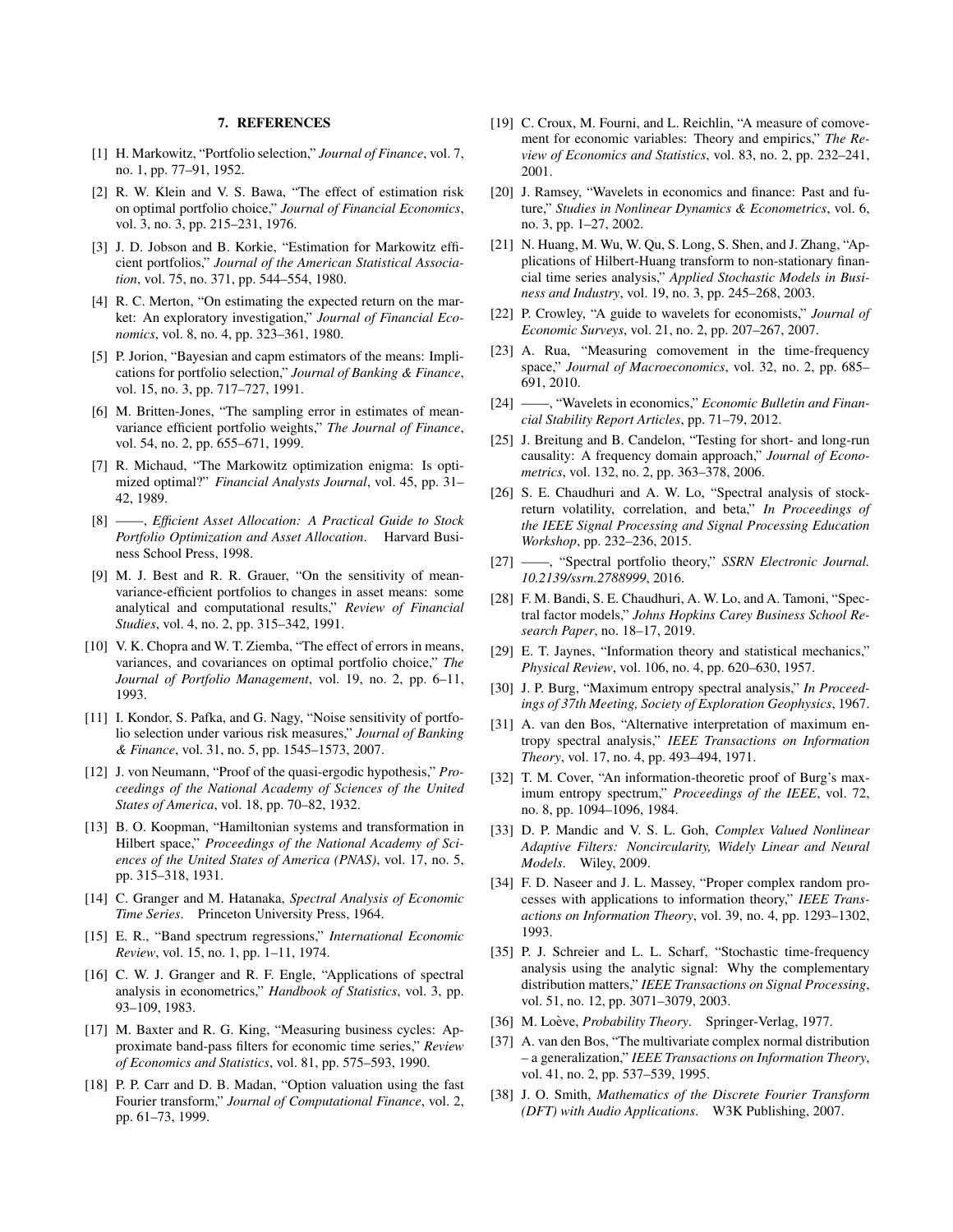## 7. REFERENCES

[1] H. Markowitz, "Portfolio selection," *Journal of Finance*, vol. 7, no. 1, pp. 77–91, 1952.

[2] R. W. Klein and V. S. Bawa, "The effect of estimation risk on optimal portfolio choice," *Journal of Financial Economics*, vol. 3, no. 3, pp. 215–231, 1976.

[3] J. D. Jobson and B. Korkie, "Estimation for Markowitz efficient portfolios," *Journal of the American Statistical Association*, vol. 75, no. 371, pp. 544–554, 1980.

[4] R. C. Merton, "On estimating the expected return on the market: An exploratory investigation," *Journal of Financial Economics*, vol. 8, no. 4, pp. 323–361, 1980.

[5] P. Jorion, "Bayesian and capm estimators of the means: Implications for portfolio selection," *Journal of Banking & Finance*, vol. 15, no. 3, pp. 717–727, 1991.

[6] M. Britten-Jones, "The sampling error in estimates of mean-variance efficient portfolio weights," *The Journal of Finance*, vol. 54, no. 2, pp. 655–671, 1999.

[7] R. Michaud, "The Markowitz optimization enigma: Is optimized optimal?" *Financial Analysts Journal*, vol. 45, pp. 31–42, 1989.

[8] ——, *Efficient Asset Allocation: A Practical Guide to Stock Portfolio Optimization and Asset Allocation*. Harvard Business School Press, 1998.

[9] M. J. Best and R. R. Grauer, "On the sensitivity of mean-variance-efficient portfolios to changes in asset means: some analytical and computational results," *Review of Financial Studies*, vol. 4, no. 2, pp. 315–342, 1991.

[10] V. K. Chopra and W. T. Ziemba, "The effect of errors in means, variances, and covariances on optimal portfolio choice," *The Journal of Portfolio Management*, vol. 19, no. 2, pp. 6–11, 1993.

[11] I. Kondor, S. Pafka, and G. Nagy, "Noise sensitivity of portfolio selection under various risk measures," *Journal of Banking & Finance*, vol. 31, no. 5, pp. 1545–1573, 2007.

[12] J. von Neumann, "Proof of the quasi-ergodic hypothesis," *Proceedings of the National Academy of Sciences of the United States of America*, vol. 18, pp. 70–82, 1932.

[13] B. O. Koopman, "Hamiltonian systems and transformation in Hilbert space," *Proceedings of the National Academy of Sciences of the United States of America (PNAS)*, vol. 17, no. 5, pp. 315–318, 1931.

[14] C. Granger and M. Hatanaka, *Spectral Analysis of Economic Time Series*. Princeton University Press, 1964.

[15] E. R., "Band spectrum regressions," *International Economic Review*, vol. 15, no. 1, pp. 1–11, 1974.

[16] C. W. J. Granger and R. F. Engle, "Applications of spectral analysis in econometrics," *Handbook of Statistics*, vol. 3, pp. 93–109, 1983.

[17] M. Baxter and R. G. King, "Measuring business cycles: Approximate band-pass filters for economic time series," *Review of Economics and Statistics*, vol. 81, pp. 575–593, 1990.

[18] P. P. Carr and D. B. Madan, "Option valuation using the fast Fourier transform," *Journal of Computational Finance*, vol. 2, pp. 61–73, 1999.

[19] C. Croux, M. Fourni, and L. Reichlin, "A measure of comovement for economic variables: Theory and empirics," *The Review of Economics and Statistics*, vol. 83, no. 2, pp. 232–241, 2001.

[20] J. Ramsey, "Wavelets in economics and finance: Past and future," *Studies in Nonlinear Dynamics & Econometrics*, vol. 6, no. 3, pp. 1–27, 2002.

[21] N. Huang, M. Wu, W. Qu, S. Long, S. Shen, and J. Zhang, "Applications of Hilbert-Huang transform to non-stationary financial time series analysis," *Applied Stochastic Models in Business and Industry*, vol. 19, no. 3, pp. 245–268, 2003.

[22] P. Crowley, "A guide to wavelets for economists," *Journal of Economic Surveys*, vol. 21, no. 2, pp. 207–267, 2007.

[23] A. Rua, "Measuring comovement in the time-frequency space," *Journal of Macroeconomics*, vol. 32, no. 2, pp. 685–691, 2010.

[24] ——, "Wavelets in economics," *Economic Bulletin and Financial Stability Report Articles*, pp. 71–79, 2012.

[25] J. Breitung and B. Candelon, "Testing for short- and long-run causality: A frequency domain approach," *Journal of Econometrics*, vol. 132, no. 2, pp. 363–378, 2006.

[26] S. E. Chaudhuri and A. W. Lo, "Spectral analysis of stock-return volatility, correlation, and beta," *In Proceedings of the IEEE Signal Processing and Signal Processing Education Workshop*, pp. 232–236, 2015.

[27] ——, "Spectral portfolio theory," *SSRN Electronic Journal. 10.2139/ssrn.2788999*, 2016.

[28] F. M. Bandi, S. E. Chaudhuri, A. W. Lo, and A. Tamoni, "Spectral factor models," *Johns Hopkins Carey Business School Research Paper*, no. 18–17, 2019.

[29] E. T. Jaynes, "Information theory and statistical mechanics," *Physical Review*, vol. 106, no. 4, pp. 620–630, 1957.

[30] J. P. Burg, "Maximum entropy spectral analysis," *In Proceedings of 37th Meeting, Society of Exploration Geophysics*, 1967.

[31] A. van den Bos, "Alternative interpretation of maximum entropy spectral analysis," *IEEE Transactions on Information Theory*, vol. 17, no. 4, pp. 493–494, 1971.

[32] T. M. Cover, "An information-theoretic proof of Burg's maximum entropy spectrum," *Proceedings of the IEEE*, vol. 72, no. 8, pp. 1094–1096, 1984.

[33] D. P. Mandic and V. S. L. Goh, *Complex Valued Nonlinear Adaptive Filters: Noncircularity, Widely Linear and Neural Models*. Wiley, 2009.

[34] F. D. Naseer and J. L. Massey, "Proper complex random processes with applications to information theory," *IEEE Transactions on Information Theory*, vol. 39, no. 4, pp. 1293–1302, 1993.

[35] P. J. Schreier and L. L. Scharf, "Stochastic time-frequency analysis using the analytic signal: Why the complementary distribution matters," *IEEE Transactions on Signal Processing*, vol. 51, no. 12, pp. 3071–3079, 2003.

[36] M. Loève, *Probability Theory*. Springer-Verlag, 1977.

[37] A. van den Bos, "The multivariate complex normal distribution – a generalization," *IEEE Transactions on Information Theory*, vol. 41, no. 2, pp. 537–539, 1995.

[38] J. O. Smith, *Mathematics of the Discrete Fourier Transform (DFT) with Audio Applications*. W3K Publishing, 2007.